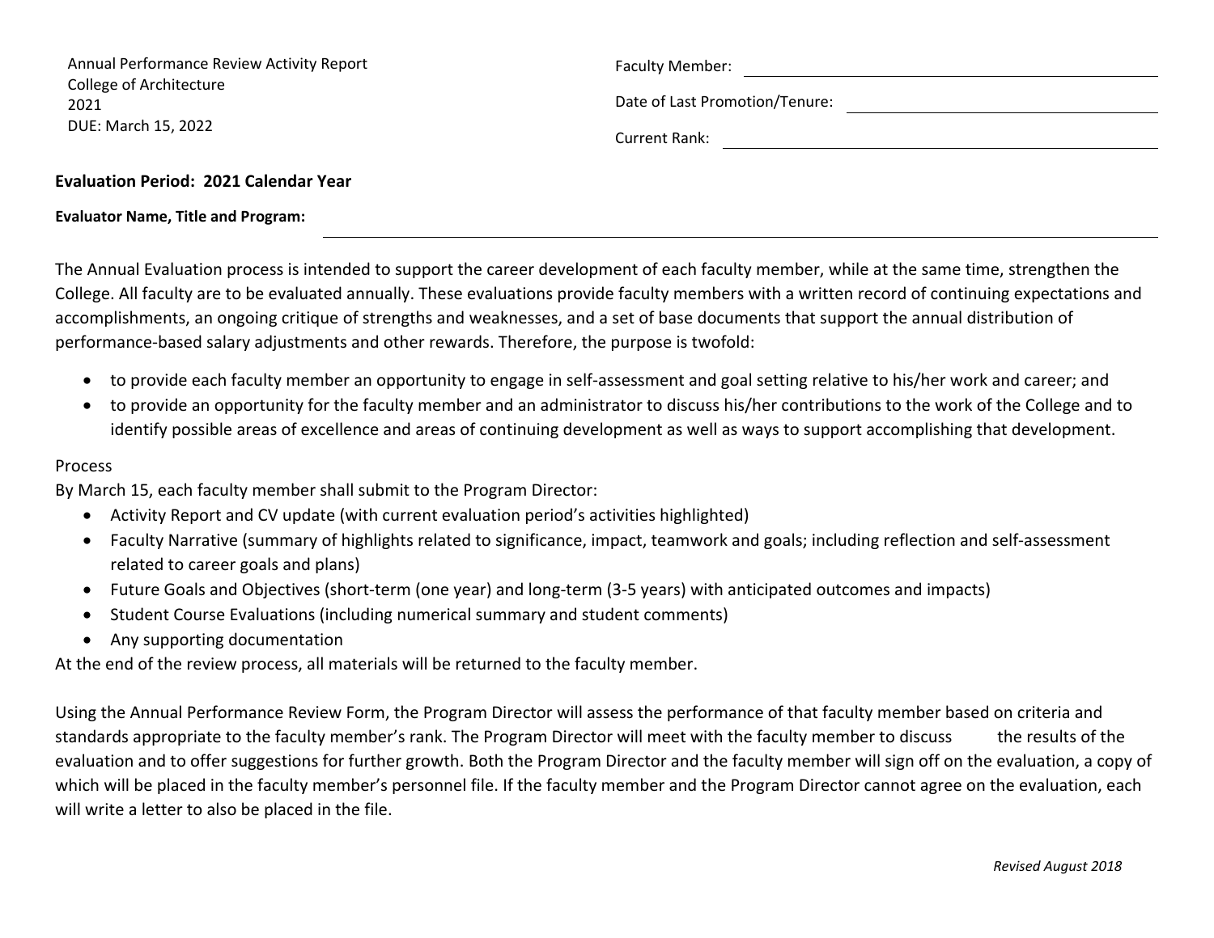Annual Performance Review Activity Report
College of Architecture
2021
DUE: March 15, 2022

Faculty Member: ______________________________

Date of Last Promotion/Tenure: ______________________________

Current Rank: ______________________________

**Evaluation Period: 2021 Calendar Year**

**Evaluator Name, Title and Program:** ______________________________

The Annual Evaluation process is intended to support the career development of each faculty member, while at the same time, strengthen the College. All faculty are to be evaluated annually. These evaluations provide faculty members with a written record of continuing expectations and accomplishments, an ongoing critique of strengths and weaknesses, and a set of base documents that support the annual distribution of performance-based salary adjustments and other rewards. Therefore, the purpose is twofold:

- to provide each faculty member an opportunity to engage in self-assessment and goal setting relative to his/her work and career; and
- to provide an opportunity for the faculty member and an administrator to discuss his/her contributions to the work of the College and to identify possible areas of excellence and areas of continuing development as well as ways to support accomplishing that development.

Process

By March 15, each faculty member shall submit to the Program Director:

- Activity Report and CV update (with current evaluation period's activities highlighted)
- Faculty Narrative (summary of highlights related to significance, impact, teamwork and goals; including reflection and self-assessment related to career goals and plans)
- Future Goals and Objectives (short-term (one year) and long-term (3-5 years) with anticipated outcomes and impacts)
- Student Course Evaluations (including numerical summary and student comments)
- Any supporting documentation

At the end of the review process, all materials will be returned to the faculty member.

Using the Annual Performance Review Form, the Program Director will assess the performance of that faculty member based on criteria and standards appropriate to the faculty member's rank. The Program Director will meet with the faculty member to discuss the results of the evaluation and to offer suggestions for further growth. Both the Program Director and the faculty member will sign off on the evaluation, a copy of which will be placed in the faculty member's personnel file. If the faculty member and the Program Director cannot agree on the evaluation, each will write a letter to also be placed in the file.

*Revised August 2018*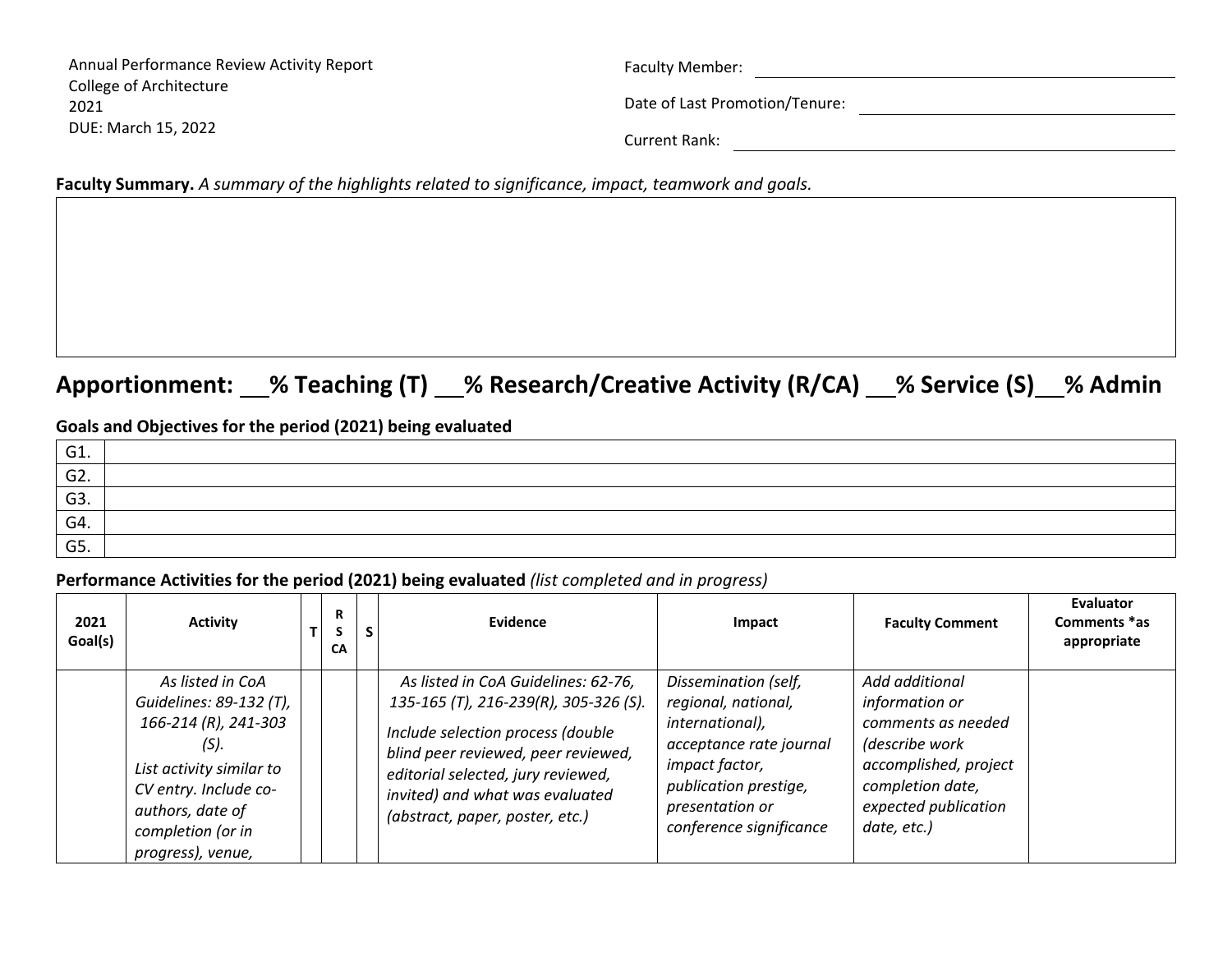Annual Performance Review Activity Report
College of Architecture
2021
DUE: March 15, 2022

Faculty Member: ____________________

Date of Last Promotion/Tenure: ____________________

Current Rank: ____________________

**Faculty Summary.** *A summary of the highlights related to significance, impact, teamwork and goals.*

| |
|---|
| |

## Apportionment: __% Teaching (T) __% Research/Creative Activity (R/CA) __% Service (S)__% Admin

**Goals and Objectives for the period (2021) being evaluated**

| | |
|---|---|
| G1. | |
| G2. | |
| G3. | |
| G4. | |
| G5. | |

**Performance Activities for the period (2021) being evaluated** *(list completed and in progress)*

| 2021 Goal(s) | Activity | T | RS CA | S | Evidence | Impact | Faculty Comment | Evaluator Comments *as appropriate |
|---|---|---|---|---|---|---|---|---|
| | *As listed in CoA Guidelines: 89-132 (T), 166-214 (R), 241-303 (S).* *List activity similar to CV entry. Include co-authors, date of completion (or in progress), venue,* | | | | *As listed in CoA Guidelines: 62-76, 135-165 (T), 216-239(R), 305-326 (S).* *Include selection process (double blind peer reviewed, peer reviewed, editorial selected, jury reviewed, invited) and what was evaluated (abstract, paper, poster, etc.)* | *Dissemination (self, regional, national, international), acceptance rate journal impact factor, publication prestige, presentation or conference significance* | *Add additional information or comments as needed (describe work accomplished, project completion date, expected publication date, etc.)* | |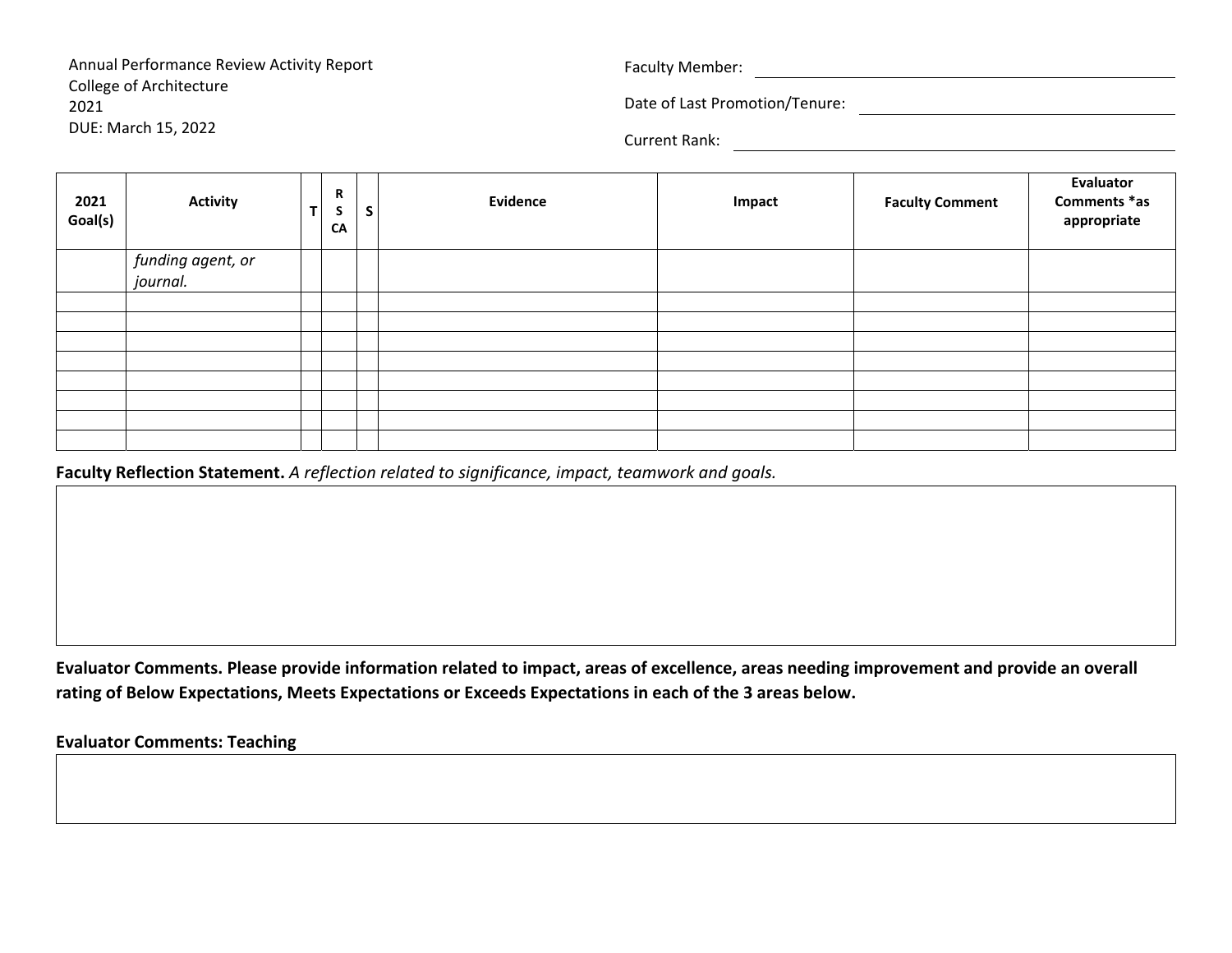Annual Performance Review Activity Report
College of Architecture
2021
DUE: March 15, 2022

Faculty Member: ______________________________

Date of Last Promotion/Tenure: ______________________________

Current Rank: ______________________________

| 2021 Goal(s) | Activity | T | R S CA | S | Evidence | Impact | Faculty Comment | Evaluator Comments *as appropriate |
|---|---|---|---|---|---|---|---|---|
| | *funding agent, or journal.* | | | | | | | |
| | | | | | | | | |
| | | | | | | | | |
| | | | | | | | | |
| | | | | | | | | |
| | | | | | | | | |
| | | | | | | | | |
| | | | | | | | | |
| | | | | | | | | |

**Faculty Reflection Statement.** *A reflection related to significance, impact, teamwork and goals.*

**Evaluator Comments. Please provide information related to impact, areas of excellence, areas needing improvement and provide an overall rating of Below Expectations, Meets Expectations or Exceeds Expectations in each of the 3 areas below.**

**Evaluator Comments: Teaching**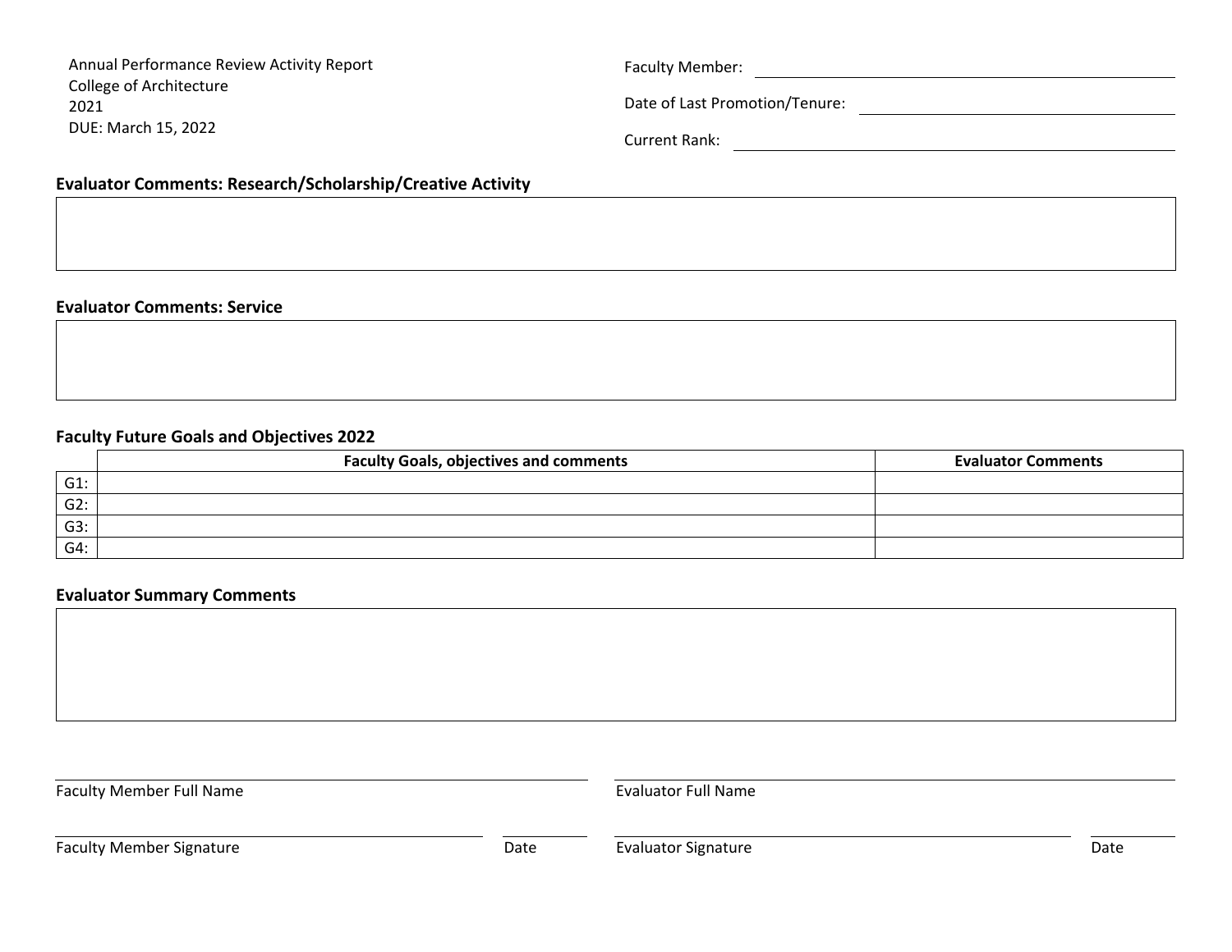Annual Performance Review Activity Report
College of Architecture
2021
DUE: March 15, 2022

Faculty Member: ______________________________

Date of Last Promotion/Tenure: ______________________________

Current Rank: ______________________________

**Evaluator Comments: Research/Scholarship/Creative Activity**

**Evaluator Comments: Service**

**Faculty Future Goals and Objectives 2022**

| | Faculty Goals, objectives and comments | Evaluator Comments |
|---|---|---|
| G1: | | |
| G2: | | |
| G3: | | |
| G4: | | |

**Evaluator Summary Comments**

______________________________
Faculty Member Full Name

______________________________ ____________
Faculty Member Signature Date

______________________________
Evaluator Full Name

______________________________ ____________
Evaluator Signature Date